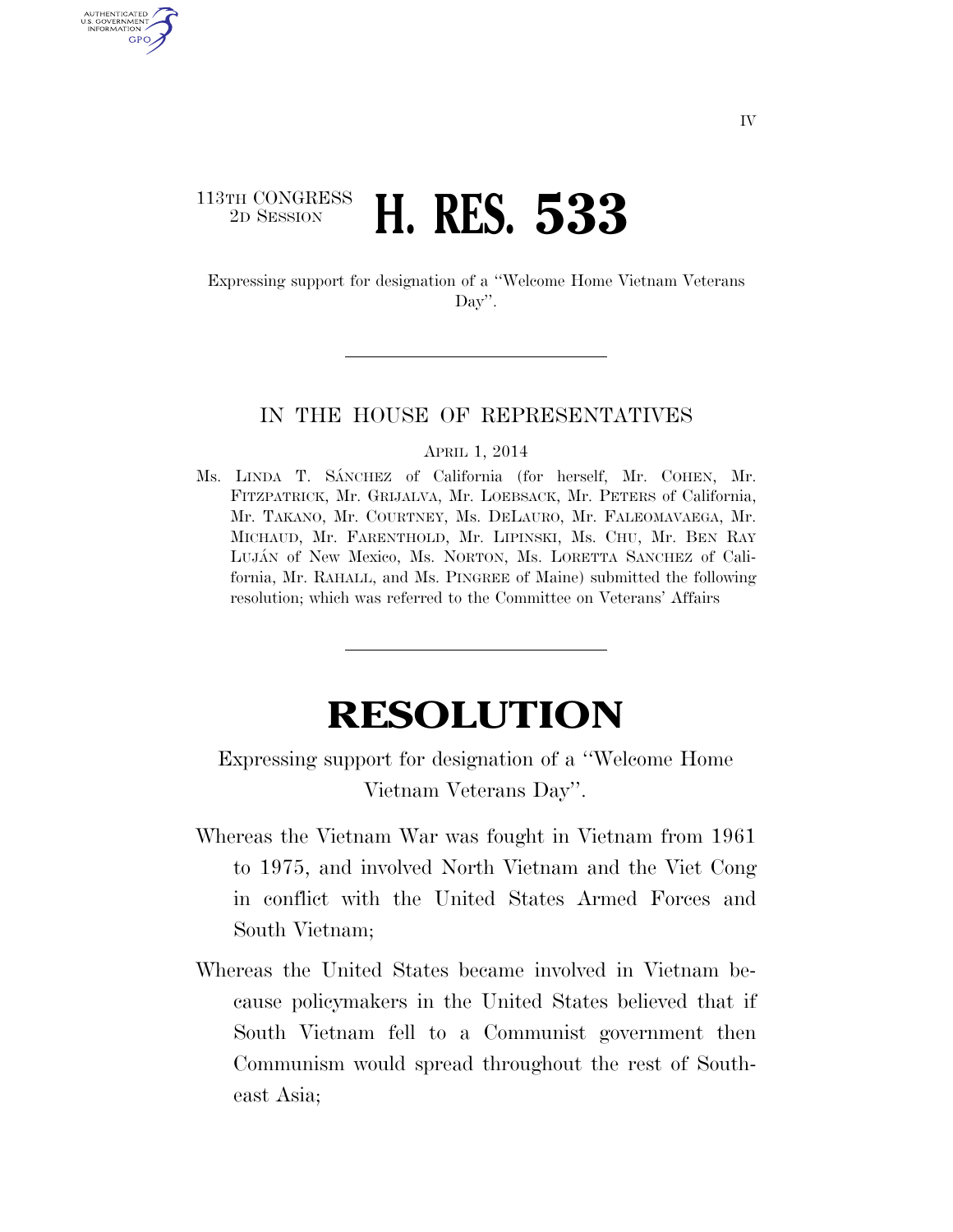113TH CONGRESS
2D SESSION

# H. RES. 533

Expressing support for designation of a ''Welcome Home Vietnam Veterans Day''.

IN THE HOUSE OF REPRESENTATIVES

APRIL 1, 2014

Ms. LINDA T. SÁNCHEZ of California (for herself, Mr. COHEN, Mr. FITZPATRICK, Mr. GRIJALVA, Mr. LOEBSACK, Mr. PETERS of California, Mr. TAKANO, Mr. COURTNEY, Ms. DELAURO, Mr. FALEOMAVAEGA, Mr. MICHAUD, Mr. FARENTHOLD, Mr. LIPINSKI, Ms. CHU, Mr. BEN RAY LUJÁN of New Mexico, Ms. NORTON, Ms. LORETTA SANCHEZ of California, Mr. RAHALL, and Ms. PINGREE of Maine) submitted the following resolution; which was referred to the Committee on Veterans' Affairs

# RESOLUTION

Expressing support for designation of a ''Welcome Home Vietnam Veterans Day''.

Whereas the Vietnam War was fought in Vietnam from 1961 to 1975, and involved North Vietnam and the Viet Cong in conflict with the United States Armed Forces and South Vietnam;

Whereas the United States became involved in Vietnam because policymakers in the United States believed that if South Vietnam fell to a Communist government then Communism would spread throughout the rest of Southeast Asia;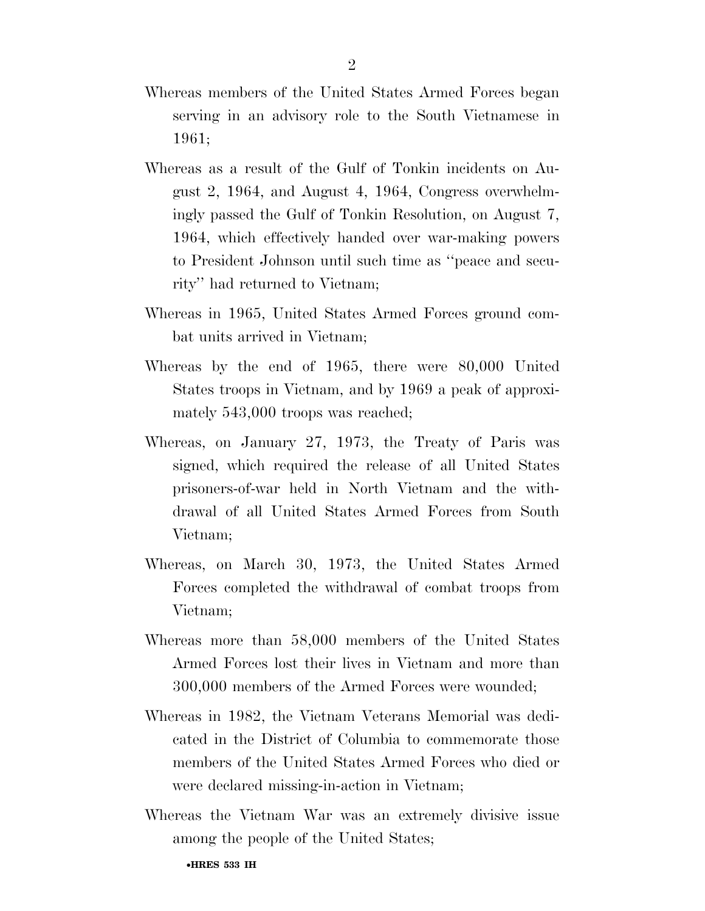Whereas members of the United States Armed Forces began serving in an advisory role to the South Vietnamese in 1961;

Whereas as a result of the Gulf of Tonkin incidents on August 2, 1964, and August 4, 1964, Congress overwhelmingly passed the Gulf of Tonkin Resolution, on August 7, 1964, which effectively handed over war-making powers to President Johnson until such time as ''peace and security'' had returned to Vietnam;

Whereas in 1965, United States Armed Forces ground combat units arrived in Vietnam;

Whereas by the end of 1965, there were 80,000 United States troops in Vietnam, and by 1969 a peak of approximately 543,000 troops was reached;

Whereas, on January 27, 1973, the Treaty of Paris was signed, which required the release of all United States prisoners-of-war held in North Vietnam and the withdrawal of all United States Armed Forces from South Vietnam;

Whereas, on March 30, 1973, the United States Armed Forces completed the withdrawal of combat troops from Vietnam;

Whereas more than 58,000 members of the United States Armed Forces lost their lives in Vietnam and more than 300,000 members of the Armed Forces were wounded;

Whereas in 1982, the Vietnam Veterans Memorial was dedicated in the District of Columbia to commemorate those members of the United States Armed Forces who died or were declared missing-in-action in Vietnam;

Whereas the Vietnam War was an extremely divisive issue among the people of the United States;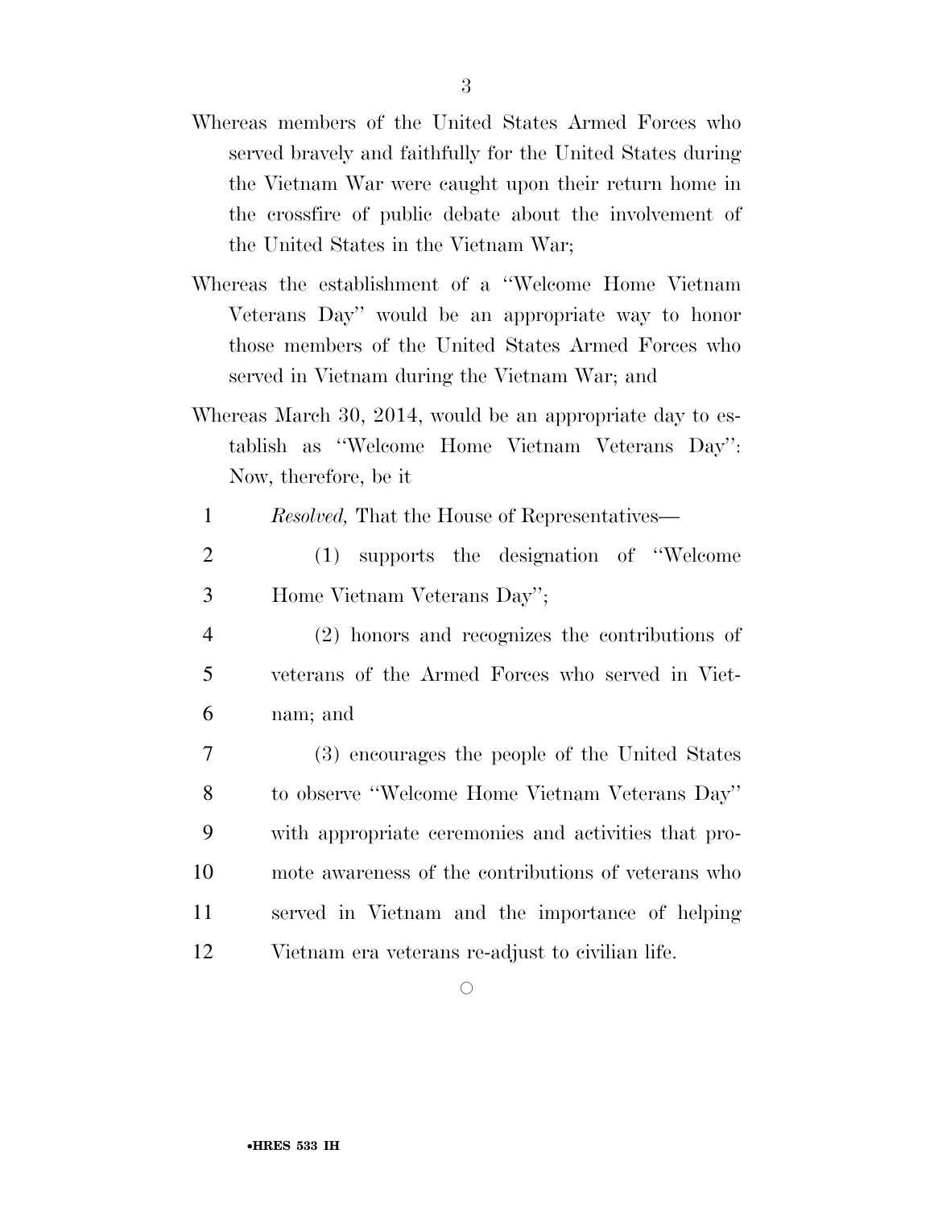Whereas members of the United States Armed Forces who served bravely and faithfully for the United States during the Vietnam War were caught upon their return home in the crossfire of public debate about the involvement of the United States in the Vietnam War;

Whereas the establishment of a "Welcome Home Vietnam Veterans Day" would be an appropriate way to honor those members of the United States Armed Forces who served in Vietnam during the Vietnam War; and

Whereas March 30, 2014, would be an appropriate day to establish as "Welcome Home Vietnam Veterans Day": Now, therefore, be it

1 *Resolved,* That the House of Representatives—

2 (1) supports the designation of "Welcome
3 Home Vietnam Veterans Day";

4 (2) honors and recognizes the contributions of
5 veterans of the Armed Forces who served in Viet-
6 nam; and

7 (3) encourages the people of the United States
8 to observe "Welcome Home Vietnam Veterans Day"
9 with appropriate ceremonies and activities that pro-
10 mote awareness of the contributions of veterans who
11 served in Vietnam and the importance of helping
12 Vietnam era veterans re-adjust to civilian life.

○